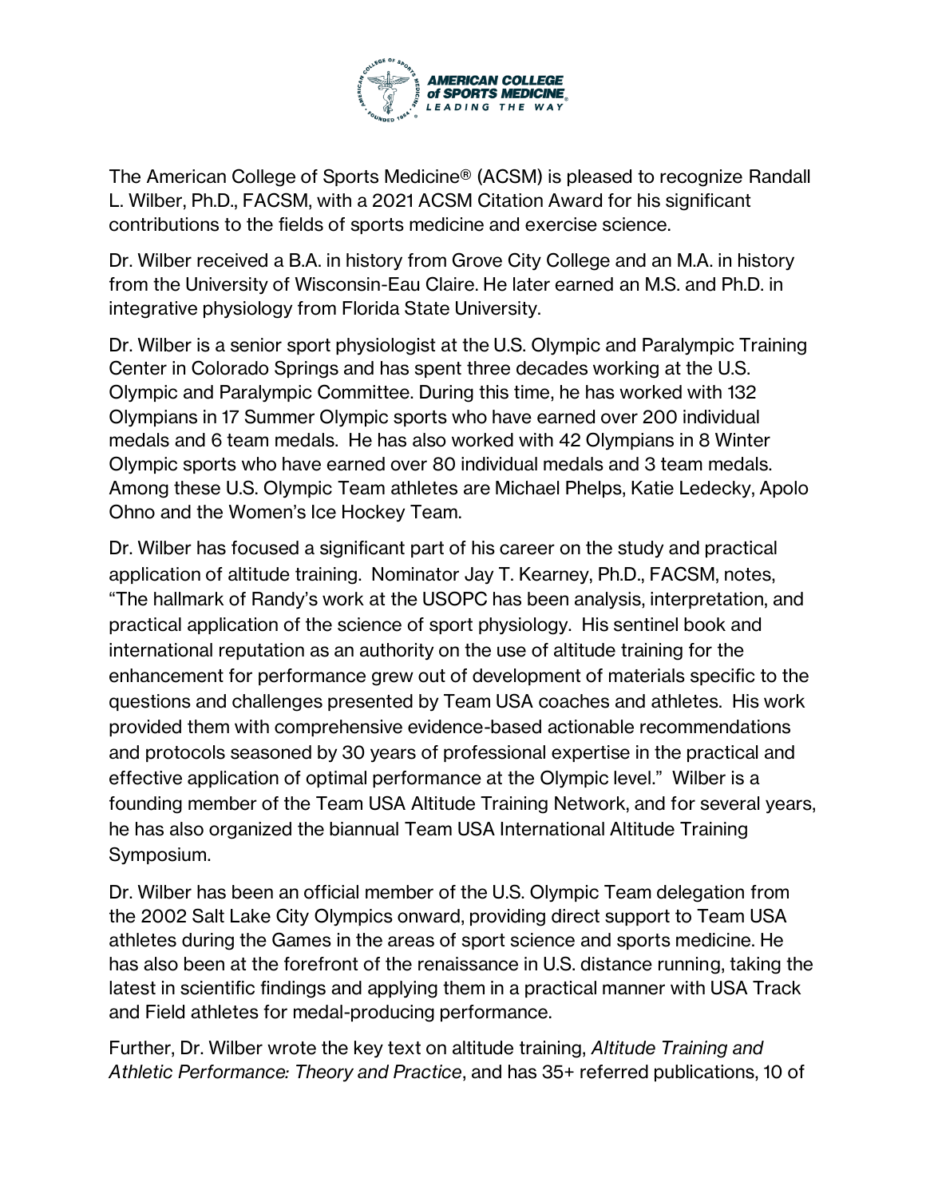The American College of Sports Medicine® (ACSM) is pleased to recognize Randall L. Wilber, Ph.D., FACSM, with a 2021 ACSM Citation Award for his significant contributions to the fields of sports medicine and exercise science.

Dr. Wilber received a B.A. in history from Grove City College and an M.A. in history from the University of Wisconsin-Eau Claire. He later earned an M.S. and Ph.D. in integrative physiology from Florida State University.

Dr. Wilber is a senior sport physiologist at the U.S. Olympic and Paralympic Training Center in Colorado Springs and has spent three decades working at the U.S. Olympic and Paralympic Committee. During this time, he has worked with 132 Olympians in 17 Summer Olympic sports who have earned over 200 individual medals and 6 team medals. He has also worked with 42 Olympians in 8 Winter Olympic sports who have earned over 80 individual medals and 3 team medals. Among these U.S. Olympic Team athletes are Michael Phelps, Katie Ledecky, Apolo Ohno and the Women's Ice Hockey Team.

Dr. Wilber has focused a significant part of his career on the study and practical application of altitude training. Nominator Jay T. Kearney, Ph.D., FACSM, notes, "The hallmark of Randy's work at the USOPC has been analysis, interpretation, and practical application of the science of sport physiology. His sentinel book and international reputation as an authority on the use of altitude training for the enhancement for performance grew out of development of materials specific to the questions and challenges presented by Team USA coaches and athletes. His work provided them with comprehensive evidence-based actionable recommendations and protocols seasoned by 30 years of professional expertise in the practical and effective application of optimal performance at the Olympic level." Wilber is a founding member of the Team USA Altitude Training Network, and for several years, he has also organized the biannual Team USA International Altitude Training Symposium.

Dr. Wilber has been an official member of the U.S. Olympic Team delegation from the 2002 Salt Lake City Olympics onward, providing direct support to Team USA athletes during the Games in the areas of sport science and sports medicine. He has also been at the forefront of the renaissance in U.S. distance running, taking the latest in scientific findings and applying them in a practical manner with USA Track and Field athletes for medal-producing performance.

Further, Dr. Wilber wrote the key text on altitude training, *Altitude Training and Athletic Performance: Theory and Practice*, and has 35+ referred publications, 10 of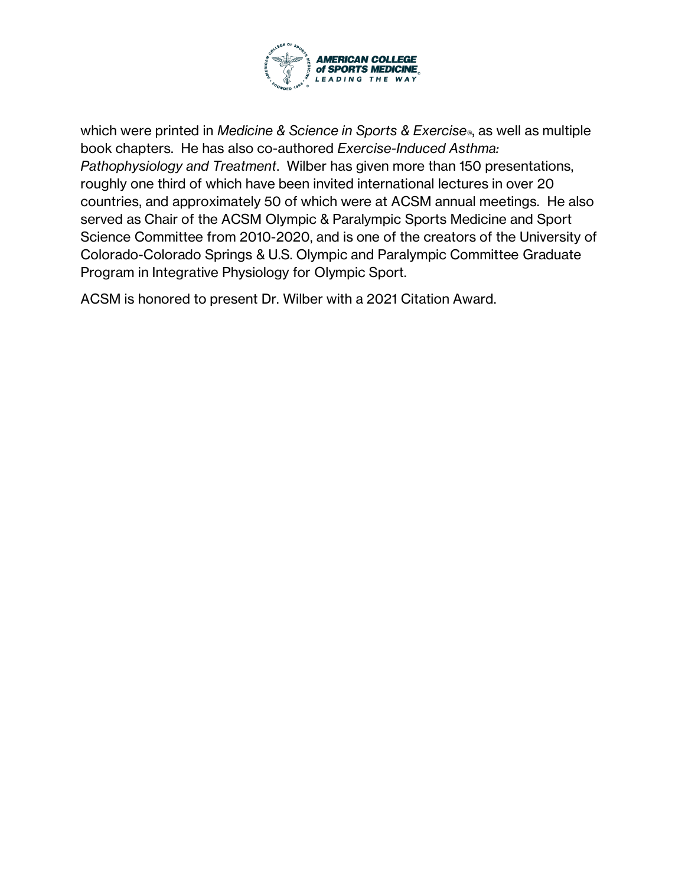which were printed in *Medicine & Science in Sports & Exercise®*, as well as multiple book chapters. He has also co-authored *Exercise-Induced Asthma: Pathophysiology and Treatment*. Wilber has given more than 150 presentations, roughly one third of which have been invited international lectures in over 20 countries, and approximately 50 of which were at ACSM annual meetings. He also served as Chair of the ACSM Olympic & Paralympic Sports Medicine and Sport Science Committee from 2010-2020, and is one of the creators of the University of Colorado-Colorado Springs & U.S. Olympic and Paralympic Committee Graduate Program in Integrative Physiology for Olympic Sport.

ACSM is honored to present Dr. Wilber with a 2021 Citation Award.